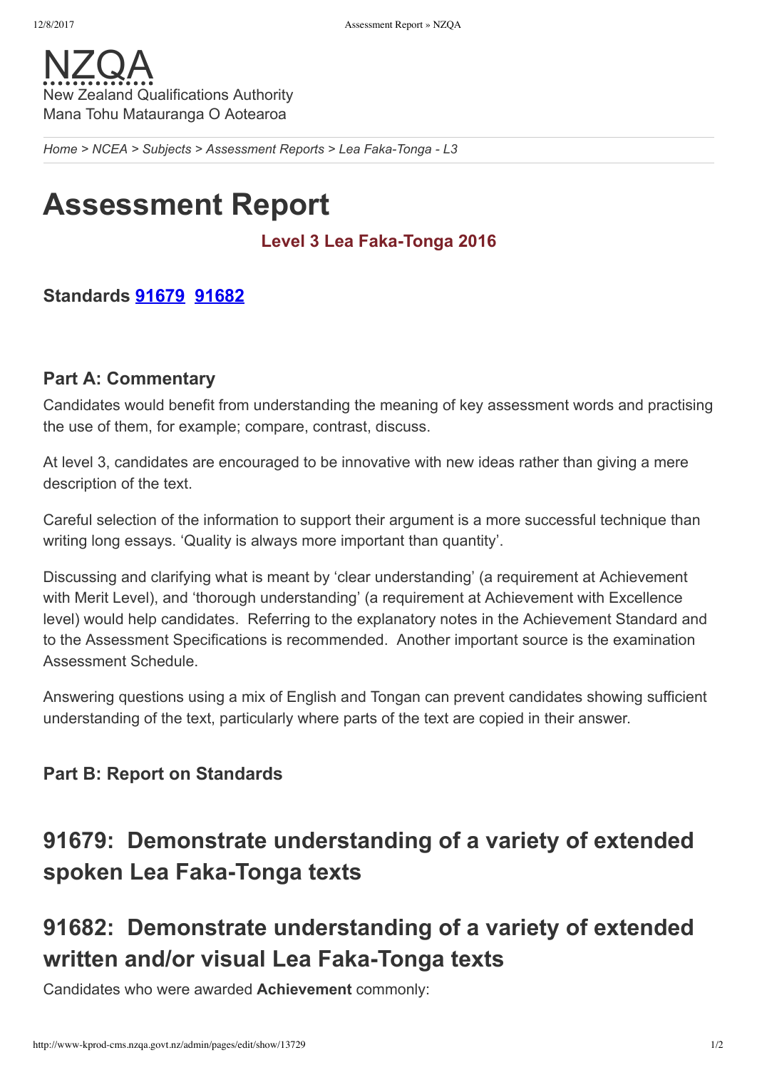NZQA
New Zealand Qualifications Authority
Mana Tohu Matauranga O Aotearoa

*Home > NCEA > Subjects > Assessment Reports > Lea Faka-Tonga - L3*

# Assessment Report

**Level 3 Lea Faka-Tonga 2016**

### Standards 91679 91682

### Part A: Commentary

Candidates would benefit from understanding the meaning of key assessment words and practising the use of them, for example; compare, contrast, discuss.

At level 3, candidates are encouraged to be innovative with new ideas rather than giving a mere description of the text.

Careful selection of the information to support their argument is a more successful technique than writing long essays. 'Quality is always more important than quantity'.

Discussing and clarifying what is meant by 'clear understanding' (a requirement at Achievement with Merit Level), and 'thorough understanding' (a requirement at Achievement with Excellence level) would help candidates. Referring to the explanatory notes in the Achievement Standard and to the Assessment Specifications is recommended. Another important source is the examination Assessment Schedule.

Answering questions using a mix of English and Tongan can prevent candidates showing sufficient understanding of the text, particularly where parts of the text are copied in their answer.

### Part B: Report on Standards

## 91679: Demonstrate understanding of a variety of extended spoken Lea Faka-Tonga texts

## 91682: Demonstrate understanding of a variety of extended written and/or visual Lea Faka-Tonga texts

Candidates who were awarded **Achievement** commonly: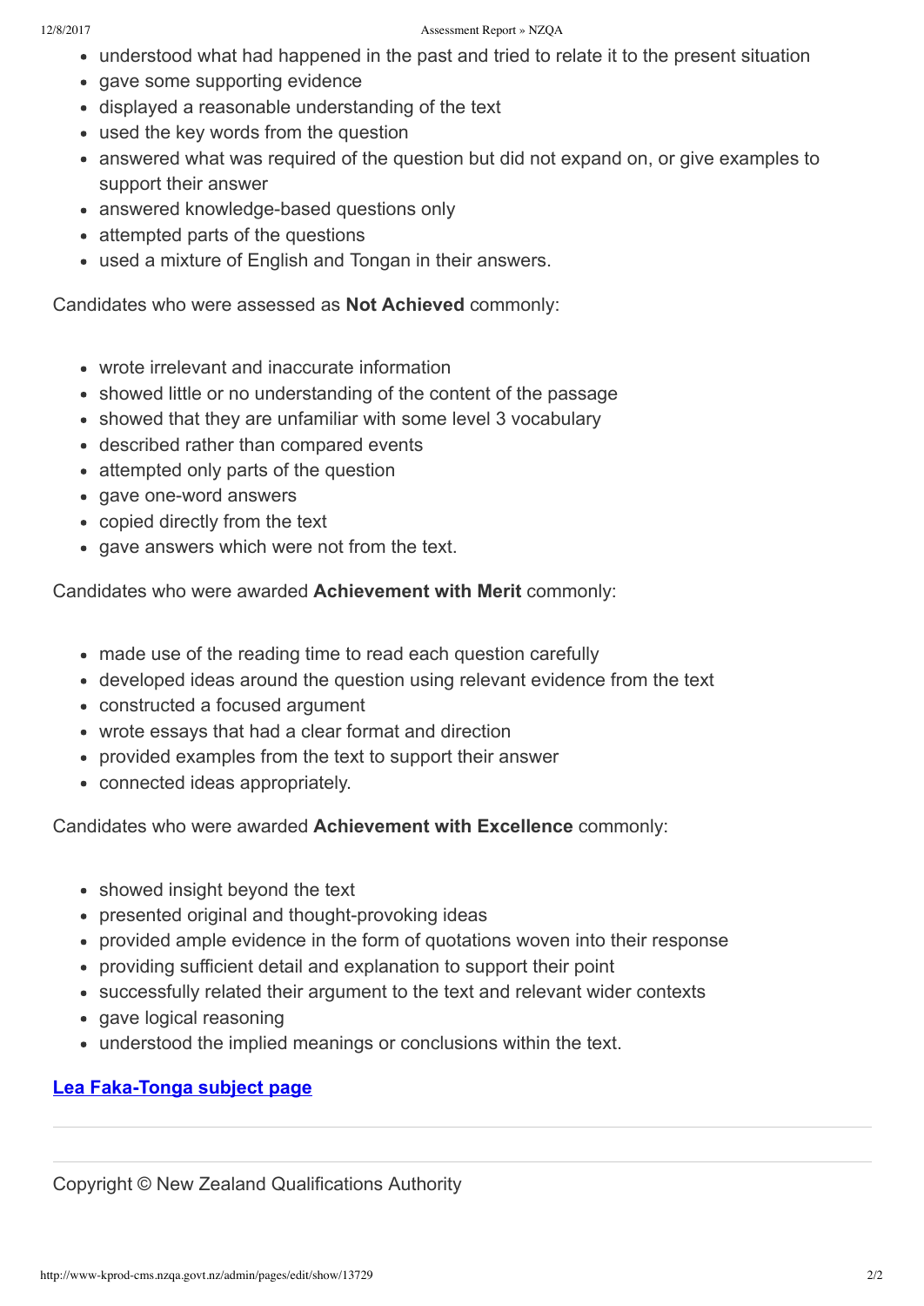- understood what had happened in the past and tried to relate it to the present situation
- gave some supporting evidence
- displayed a reasonable understanding of the text
- used the key words from the question
- answered what was required of the question but did not expand on, or give examples to support their answer
- answered knowledge-based questions only
- attempted parts of the questions
- used a mixture of English and Tongan in their answers.

Candidates who were assessed as **Not Achieved** commonly:

- wrote irrelevant and inaccurate information
- showed little or no understanding of the content of the passage
- showed that they are unfamiliar with some level 3 vocabulary
- described rather than compared events
- attempted only parts of the question
- gave one-word answers
- copied directly from the text
- gave answers which were not from the text.

Candidates who were awarded **Achievement with Merit** commonly:

- made use of the reading time to read each question carefully
- developed ideas around the question using relevant evidence from the text
- constructed a focused argument
- wrote essays that had a clear format and direction
- provided examples from the text to support their answer
- connected ideas appropriately.

Candidates who were awarded **Achievement with Excellence** commonly:

- showed insight beyond the text
- presented original and thought-provoking ideas
- provided ample evidence in the form of quotations woven into their response
- providing sufficient detail and explanation to support their point
- successfully related their argument to the text and relevant wider contexts
- gave logical reasoning
- understood the implied meanings or conclusions within the text.

**Lea Faka-Tonga subject page**

---

Copyright © New Zealand Qualifications Authority